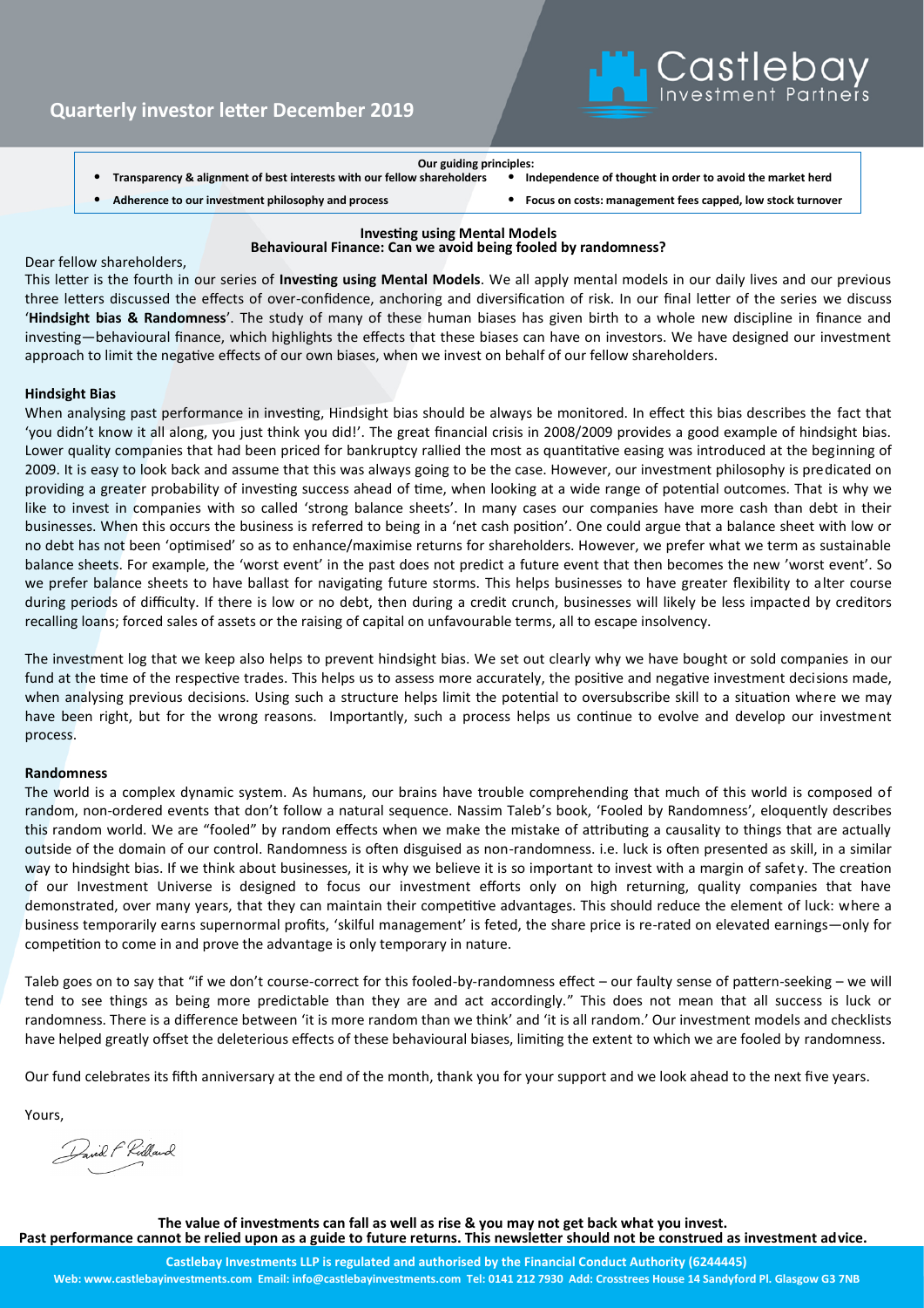# Quarterly investor letter December 2019

**Our guiding principles:**

- **Transparency & alignment of best interests with our fellow shareholders**
- **Independence of thought in order to avoid the market herd**
- **Adherence to our investment philosophy and process**
- **Focus on costs: management fees capped, low stock turnover**

## Investing using Mental Models
## Behavioural Finance: Can we avoid being fooled by randomness?

Dear fellow shareholders,

This letter is the fourth in our series of **Investing using Mental Models**. We all apply mental models in our daily lives and our previous three letters discussed the effects of over-confidence, anchoring and diversification of risk. In our final letter of the series we discuss '**Hindsight bias & Randomness**'. The study of many of these human biases has given birth to a whole new discipline in finance and investing—behavioural finance, which highlights the effects that these biases can have on investors. We have designed our investment approach to limit the negative effects of our own biases, when we invest on behalf of our fellow shareholders.

### Hindsight Bias

When analysing past performance in investing, Hindsight bias should be always be monitored. In effect this bias describes the fact that 'you didn't know it all along, you just think you did!'. The great financial crisis in 2008/2009 provides a good example of hindsight bias. Lower quality companies that had been priced for bankruptcy rallied the most as quantitative easing was introduced at the beginning of 2009. It is easy to look back and assume that this was always going to be the case. However, our investment philosophy is predicated on providing a greater probability of investing success ahead of time, when looking at a wide range of potential outcomes. That is why we like to invest in companies with so called 'strong balance sheets'. In many cases our companies have more cash than debt in their businesses. When this occurs the business is referred to being in a 'net cash position'. One could argue that a balance sheet with low or no debt has not been 'optimised' so as to enhance/maximise returns for shareholders. However, we prefer what we term as sustainable balance sheets. For example, the 'worst event' in the past does not predict a future event that then becomes the new 'worst event'. So we prefer balance sheets to have ballast for navigating future storms. This helps businesses to have greater flexibility to alter course during periods of difficulty. If there is low or no debt, then during a credit crunch, businesses will likely be less impacted by creditors recalling loans; forced sales of assets or the raising of capital on unfavourable terms, all to escape insolvency.

The investment log that we keep also helps to prevent hindsight bias. We set out clearly why we have bought or sold companies in our fund at the time of the respective trades. This helps us to assess more accurately, the positive and negative investment decisions made, when analysing previous decisions. Using such a structure helps limit the potential to oversubscribe skill to a situation where we may have been right, but for the wrong reasons. Importantly, such a process helps us continue to evolve and develop our investment process.

### Randomness

The world is a complex dynamic system. As humans, our brains have trouble comprehending that much of this world is composed of random, non-ordered events that don't follow a natural sequence. Nassim Taleb's book, 'Fooled by Randomness', eloquently describes this random world. We are "fooled" by random effects when we make the mistake of attributing a causality to things that are actually outside of the domain of our control. Randomness is often disguised as non-randomness. i.e. luck is often presented as skill, in a similar way to hindsight bias. If we think about businesses, it is why we believe it is so important to invest with a margin of safety. The creation of our Investment Universe is designed to focus our investment efforts only on high returning, quality companies that have demonstrated, over many years, that they can maintain their competitive advantages. This should reduce the element of luck: where a business temporarily earns supernormal profits, 'skilful management' is feted, the share price is re-rated on elevated earnings—only for competition to come in and prove the advantage is only temporary in nature.

Taleb goes on to say that "if we don't course-correct for this fooled-by-randomness effect – our faulty sense of pattern-seeking – we will tend to see things as being more predictable than they are and act accordingly." This does not mean that all success is luck or randomness. There is a difference between 'it is more random than we think' and 'it is all random.' Our investment models and checklists have helped greatly offset the deleterious effects of these behavioural biases, limiting the extent to which we are fooled by randomness.

Our fund celebrates its fifth anniversary at the end of the month, thank you for your support and we look ahead to the next five years.

Yours,

David F Rolland

**The value of investments can fall as well as rise & you may not get back what you invest.**
**Past performance cannot be relied upon as a guide to future returns. This newsletter should not be construed as investment advice.**

**Castlebay Investments LLP is regulated and authorised by the Financial Conduct Authority (6244445)**
**Web: www.castlebayinvestments.com Email: info@castlebayinvestments.com Tel: 0141 212 7930 Add: Crosstrees House 14 Sandyford Pl. Glasgow G3 7NB**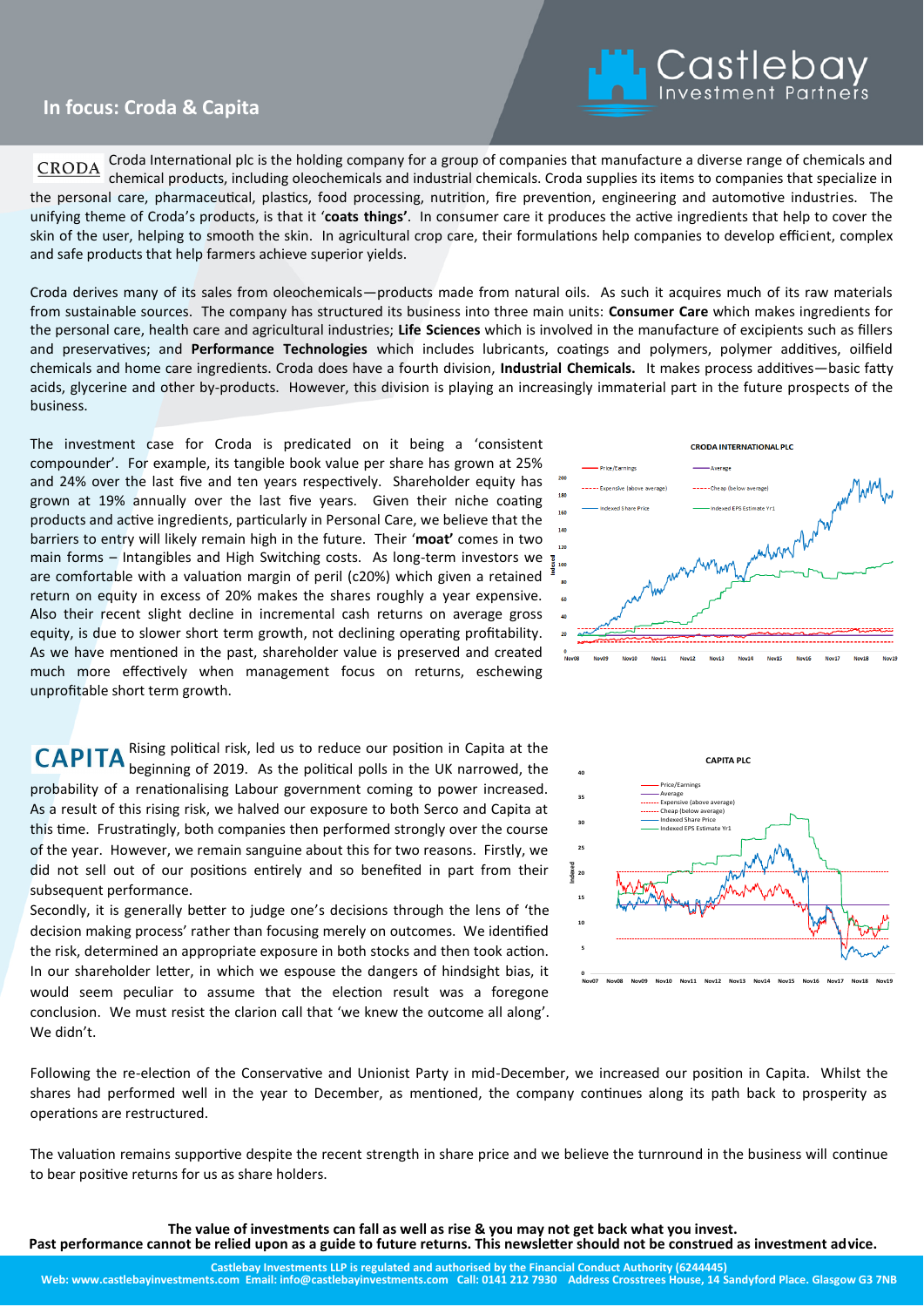## In focus: Croda & Capita

**CRODA** Croda International plc is the holding company for a group of companies that manufacture a diverse range of chemicals and chemical products, including oleochemicals and industrial chemicals. Croda supplies its items to companies that specialize in the personal care, pharmaceutical, plastics, food processing, nutrition, fire prevention, engineering and automotive industries. The unifying theme of Croda's products, is that it '**coats things'**. In consumer care it produces the active ingredients that help to cover the skin of the user, helping to smooth the skin. In agricultural crop care, their formulations help companies to develop efficient, complex and safe products that help farmers achieve superior yields.

Croda derives many of its sales from oleochemicals—products made from natural oils. As such it acquires much of its raw materials from sustainable sources. The company has structured its business into three main units: **Consumer Care** which makes ingredients for the personal care, health care and agricultural industries; **Life Sciences** which is involved in the manufacture of excipients such as fillers and preservatives; and **Performance Technologies** which includes lubricants, coatings and polymers, polymer additives, oilfield chemicals and home care ingredients. Croda does have a fourth division, **Industrial Chemicals.** It makes process additives—basic fatty acids, glycerine and other by-products. However, this division is playing an increasingly immaterial part in the future prospects of the business.

The investment case for Croda is predicated on it being a 'consistent compounder'. For example, its tangible book value per share has grown at 25% and 24% over the last five and ten years respectively. Shareholder equity has grown at 19% annually over the last five years. Given their niche coating products and active ingredients, particularly in Personal Care, we believe that the barriers to entry will likely remain high in the future. Their '**moat'** comes in two main forms – Intangibles and High Switching costs. As long-term investors we are comfortable with a valuation margin of peril (c20%) which given a retained return on equity in excess of 20% makes the shares roughly a year expensive. Also their recent slight decline in incremental cash returns on average gross equity, is due to slower short term growth, not declining operating profitability. As we have mentioned in the past, shareholder value is preserved and created much more effectively when management focus on returns, eschewing unprofitable short term growth.

**CAPITA** Rising political risk, led us to reduce our position in Capita at the beginning of 2019. As the political polls in the UK narrowed, the probability of a renationalising Labour government coming to power increased. As a result of this rising risk, we halved our exposure to both Serco and Capita at this time. Frustratingly, both companies then performed strongly over the course of the year. However, we remain sanguine about this for two reasons. Firstly, we did not sell out of our positions entirely and so benefited in part from their subsequent performance.

Secondly, it is generally better to judge one's decisions through the lens of 'the decision making process' rather than focusing merely on outcomes. We identified the risk, determined an appropriate exposure in both stocks and then took action. In our shareholder letter, in which we espouse the dangers of hindsight bias, it would seem peculiar to assume that the election result was a foregone conclusion. We must resist the clarion call that 'we knew the outcome all along'. We didn't.

Following the re-election of the Conservative and Unionist Party in mid-December, we increased our position in Capita. Whilst the shares had performed well in the year to December, as mentioned, the company continues along its path back to prosperity as operations are restructured.

The valuation remains supportive despite the recent strength in share price and we believe the turnround in the business will continue to bear positive returns for us as share holders.

**The value of investments can fall as well as rise & you may not get back what you invest.**
**Past performance cannot be relied upon as a guide to future returns. This newsletter should not be construed as investment advice.**

Castlebay Investments LLP is regulated and authorised by the Financial Conduct Authority (6244445)
Web: www.castlebayinvestments.com Email: info@castlebayinvestments.com Call: 0141 212 7930 Address Crosstrees House, 14 Sandyford Place. Glasgow G3 7NB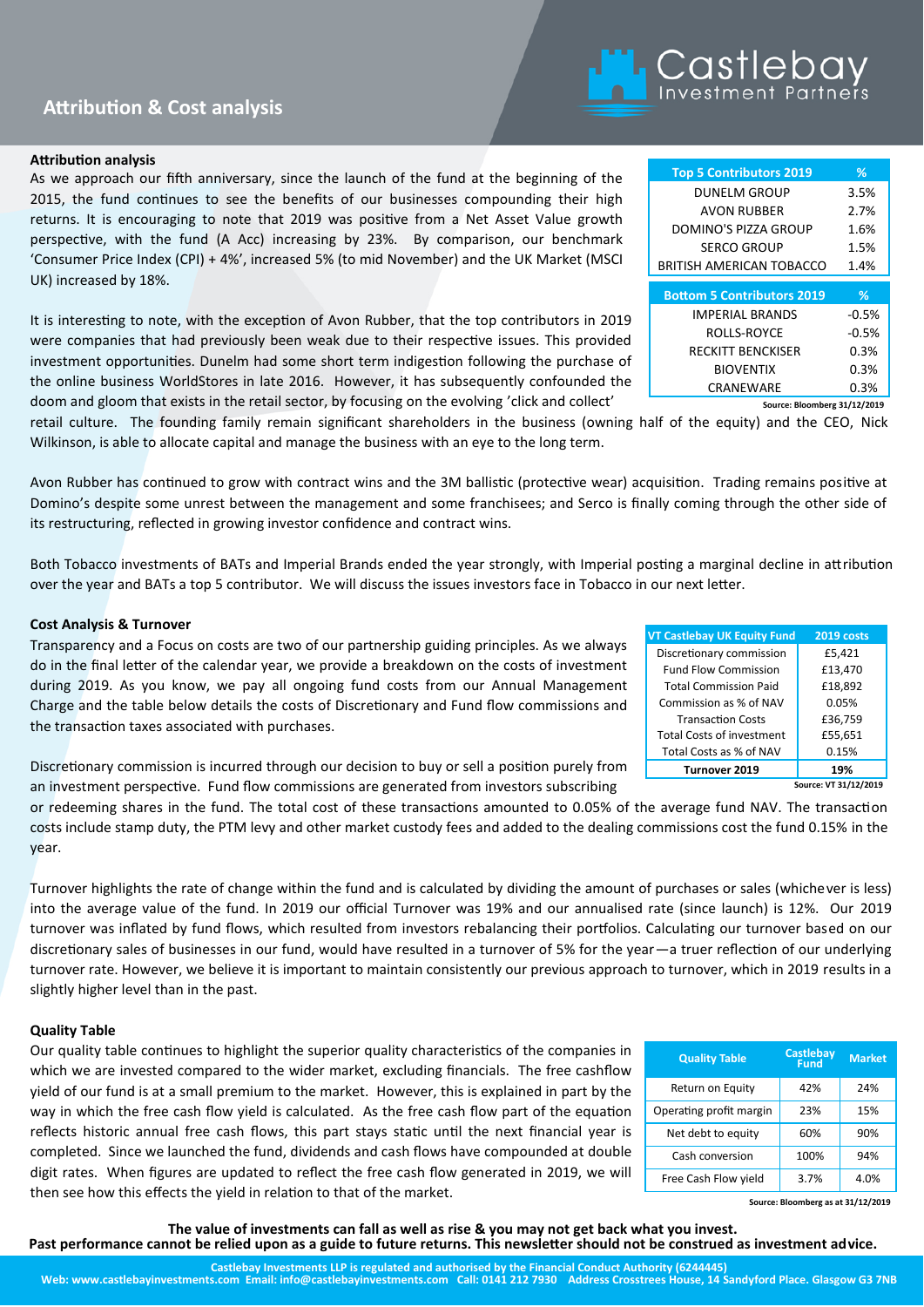## Attribution & Cost analysis

Castlebay Investment Partners

### Attribution analysis

As we approach our fifth anniversary, since the launch of the fund at the beginning of the 2015, the fund continues to see the benefits of our businesses compounding their high returns. It is encouraging to note that 2019 was positive from a Net Asset Value growth perspective, with the fund (A Acc) increasing by 23%. By comparison, our benchmark 'Consumer Price Index (CPI) + 4%', increased 5% (to mid November) and the UK Market (MSCI UK) increased by 18%.

| Top 5 Contributors 2019 | % |
|---|---|
| DUNELM GROUP | 3.5% |
| AVON RUBBER | 2.7% |
| DOMINO'S PIZZA GROUP | 1.6% |
| SERCO GROUP | 1.5% |
| BRITISH AMERICAN TOBACCO | 1.4% |

| Bottom 5 Contributors 2019 | % |
|---|---|
| IMPERIAL BRANDS | -0.5% |
| ROLLS-ROYCE | -0.5% |
| RECKITT BENCKISER | 0.3% |
| BIOVENTIX | 0.3% |
| CRANEWARE | 0.3% |

Source: Bloomberg 31/12/2019

It is interesting to note, with the exception of Avon Rubber, that the top contributors in 2019 were companies that had previously been weak due to their respective issues. This provided investment opportunities. Dunelm had some short term indigestion following the purchase of the online business WorldStores in late 2016. However, it has subsequently confounded the doom and gloom that exists in the retail sector, by focusing on the evolving 'click and collect' retail culture. The founding family remain significant shareholders in the business (owning half of the equity) and the CEO, Nick Wilkinson, is able to allocate capital and manage the business with an eye to the long term.

Avon Rubber has continued to grow with contract wins and the 3M ballistic (protective wear) acquisition. Trading remains positive at Domino's despite some unrest between the management and some franchisees; and Serco is finally coming through the other side of its restructuring, reflected in growing investor confidence and contract wins.

Both Tobacco investments of BATs and Imperial Brands ended the year strongly, with Imperial posting a marginal decline in attribution over the year and BATs a top 5 contributor. We will discuss the issues investors face in Tobacco in our next letter.

### Cost Analysis & Turnover

Transparency and a Focus on costs are two of our partnership guiding principles. As we always do in the final letter of the calendar year, we provide a breakdown on the costs of investment during 2019. As you know, we pay all ongoing fund costs from our Annual Management Charge and the table below details the costs of Discretionary and Fund flow commissions and the transaction taxes associated with purchases.

| VT Castlebay UK Equity Fund | 2019 costs |
|---|---|
| Discretionary commission | £5,421 |
| Fund Flow Commission | £13,470 |
| Total Commission Paid | £18,892 |
| Commission as % of NAV | 0.05% |
| Transaction Costs | £36,759 |
| Total Costs of investment | £55,651 |
| Total Costs as % of NAV | 0.15% |
| **Turnover 2019** | **19%** |

Source: VT 31/12/2019

Discretionary commission is incurred through our decision to buy or sell a position purely from an investment perspective. Fund flow commissions are generated from investors subscribing or redeeming shares in the fund. The total cost of these transactions amounted to 0.05% of the average fund NAV. The transaction costs include stamp duty, the PTM levy and other market custody fees and added to the dealing commissions cost the fund 0.15% in the year.

Turnover highlights the rate of change within the fund and is calculated by dividing the amount of purchases or sales (whichever is less) into the average value of the fund. In 2019 our official Turnover was 19% and our annualised rate (since launch) is 12%. Our 2019 turnover was inflated by fund flows, which resulted from investors rebalancing their portfolios. Calculating our turnover based on our discretionary sales of businesses in our fund, would have resulted in a turnover of 5% for the year—a truer reflection of our underlying turnover rate. However, we believe it is important to maintain consistently our previous approach to turnover, which in 2019 results in a slightly higher level than in the past.

### Quality Table

Our quality table continues to highlight the superior quality characteristics of the companies in which we are invested compared to the wider market, excluding financials. The free cashflow yield of our fund is at a small premium to the market. However, this is explained in part by the way in which the free cash flow yield is calculated. As the free cash flow part of the equation reflects historic annual free cash flows, this part stays static until the next financial year is completed. Since we launched the fund, dividends and cash flows have compounded at double digit rates. When figures are updated to reflect the free cash flow generated in 2019, we will then see how this effects the yield in relation to that of the market.

| Quality Table | Castlebay Fund | Market |
|---|---|---|
| Return on Equity | 42% | 24% |
| Operating profit margin | 23% | 15% |
| Net debt to equity | 60% | 90% |
| Cash conversion | 100% | 94% |
| Free Cash Flow yield | 3.7% | 4.0% |

Source: Bloomberg as at 31/12/2019

**The value of investments can fall as well as rise & you may not get back what you invest.**
**Past performance cannot be relied upon as a guide to future returns. This newsletter should not be construed as investment advice.**

Castlebay Investments LLP is regulated and authorised by the Financial Conduct Authority (6244445)
Web: www.castlebayinvestments.com Email: info@castlebayinvestments.com Call: 0141 212 7930 Address Crosstrees House, 14 Sandyford Place. Glasgow G3 7NB